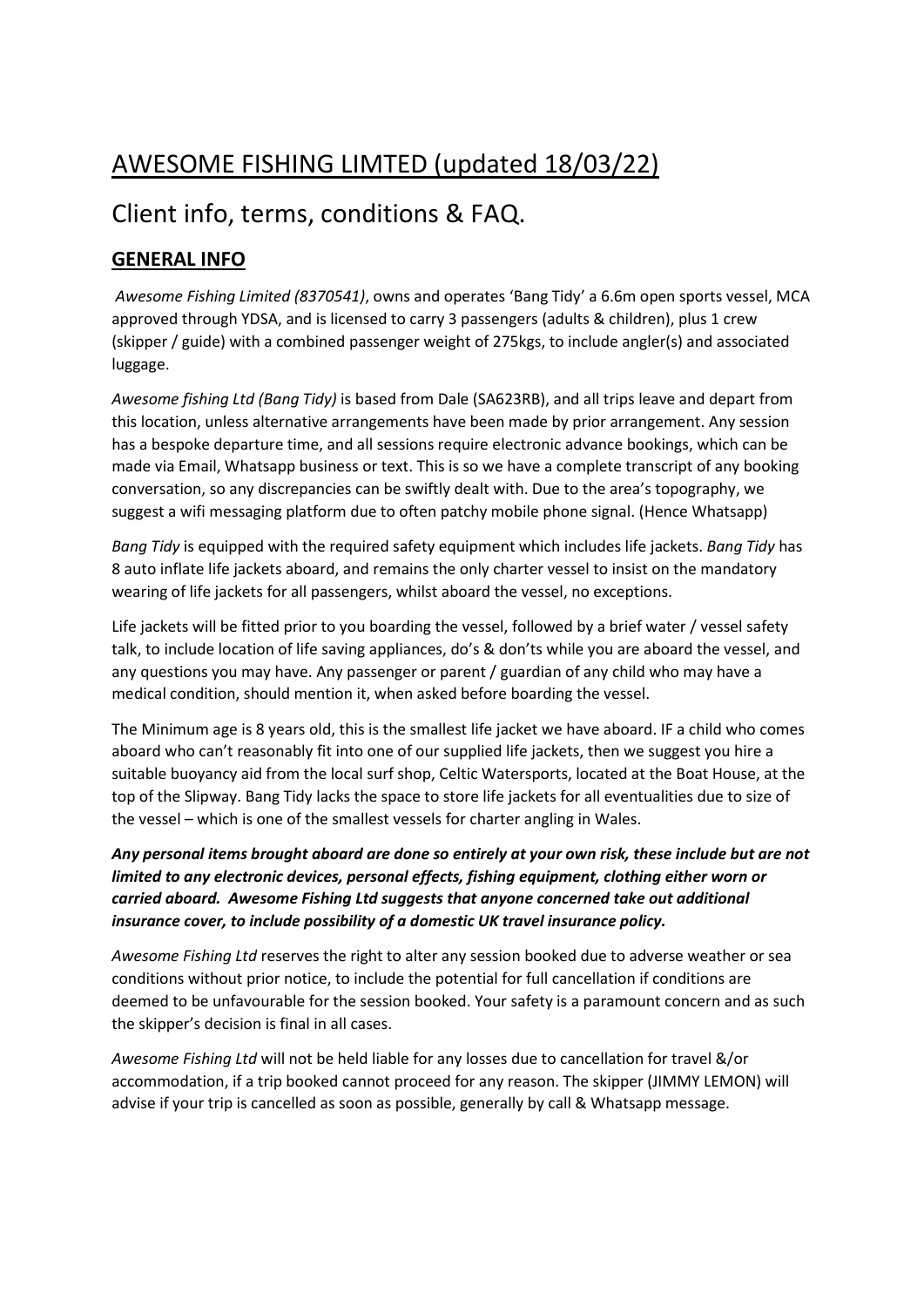# AWESOME FISHING LIMTED (updated 18/03/22)

## Client info, terms, conditions & FAQ.

### GENERAL INFO

*Awesome Fishing Limited (8370541)*, owns and operates 'Bang Tidy' a 6.6m open sports vessel, MCA approved through YDSA, and is licensed to carry 3 passengers (adults & children), plus 1 crew (skipper / guide) with a combined passenger weight of 275kgs, to include angler(s) and associated luggage.

*Awesome fishing Ltd (Bang Tidy)* is based from Dale (SA623RB), and all trips leave and depart from this location, unless alternative arrangements have been made by prior arrangement. Any session has a bespoke departure time, and all sessions require electronic advance bookings, which can be made via Email, Whatsapp business or text. This is so we have a complete transcript of any booking conversation, so any discrepancies can be swiftly dealt with. Due to the area's topography, we suggest a wifi messaging platform due to often patchy mobile phone signal. (Hence Whatsapp)

*Bang Tidy* is equipped with the required safety equipment which includes life jackets. *Bang Tidy* has 8 auto inflate life jackets aboard, and remains the only charter vessel to insist on the mandatory wearing of life jackets for all passengers, whilst aboard the vessel, no exceptions.

Life jackets will be fitted prior to you boarding the vessel, followed by a brief water / vessel safety talk, to include location of life saving appliances, do's & don'ts while you are aboard the vessel, and any questions you may have. Any passenger or parent / guardian of any child who may have a medical condition, should mention it, when asked before boarding the vessel.

The Minimum age is 8 years old, this is the smallest life jacket we have aboard. IF a child who comes aboard who can't reasonably fit into one of our supplied life jackets, then we suggest you hire a suitable buoyancy aid from the local surf shop, Celtic Watersports, located at the Boat House, at the top of the Slipway. Bang Tidy lacks the space to store life jackets for all eventualities due to size of the vessel – which is one of the smallest vessels for charter angling in Wales.

***Any personal items brought aboard are done so entirely at your own risk, these include but are not limited to any electronic devices, personal effects, fishing equipment, clothing either worn or carried aboard. Awesome Fishing Ltd suggests that anyone concerned take out additional insurance cover, to include possibility of a domestic UK travel insurance policy.***

*Awesome Fishing Ltd* reserves the right to alter any session booked due to adverse weather or sea conditions without prior notice, to include the potential for full cancellation if conditions are deemed to be unfavourable for the session booked. Your safety is a paramount concern and as such the skipper's decision is final in all cases.

*Awesome Fishing Ltd* will not be held liable for any losses due to cancellation for travel &/or accommodation, if a trip booked cannot proceed for any reason. The skipper (JIMMY LEMON) will advise if your trip is cancelled as soon as possible, generally by call & Whatsapp message.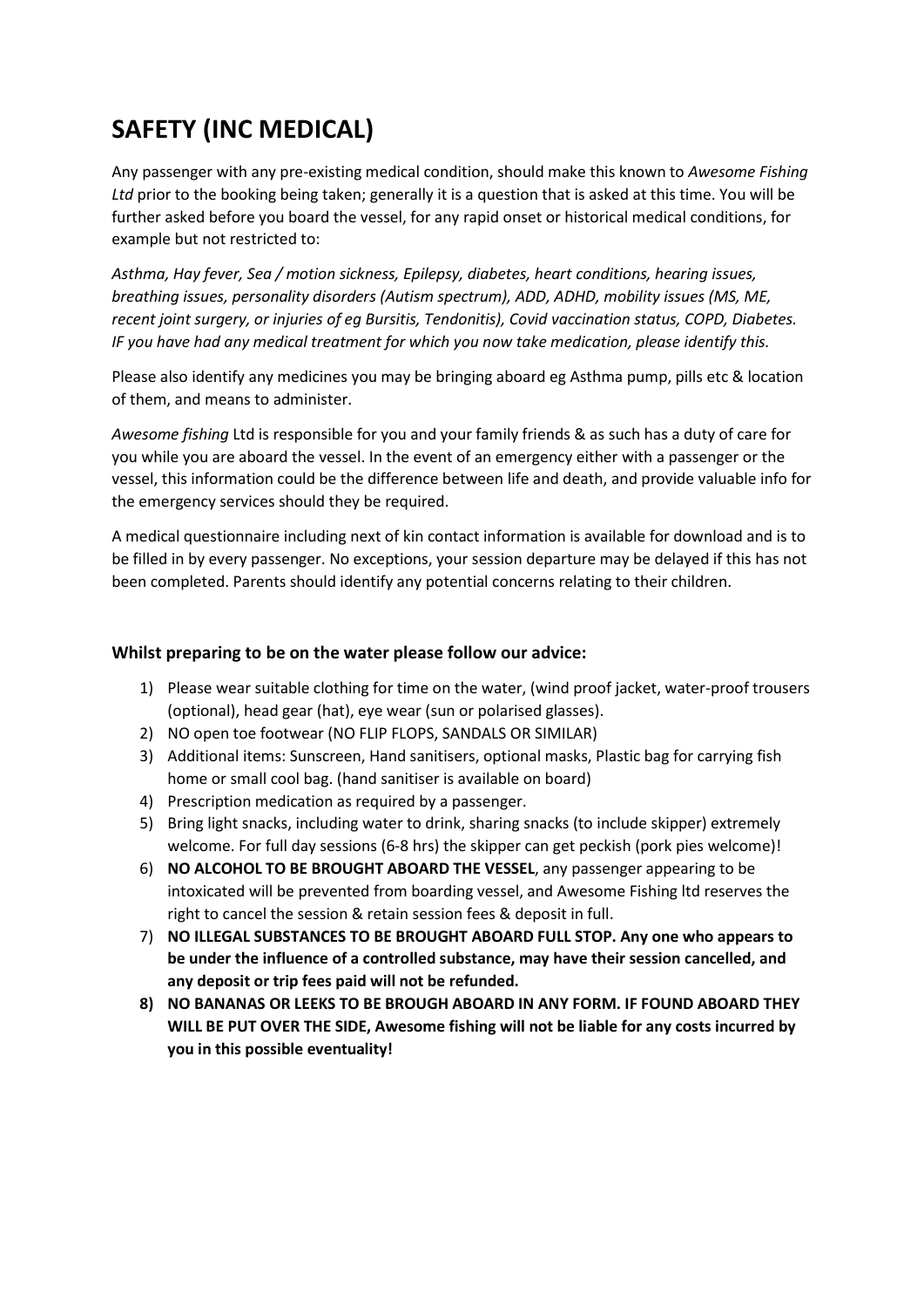# SAFETY (INC MEDICAL)

Any passenger with any pre-existing medical condition, should make this known to *Awesome Fishing Ltd* prior to the booking being taken; generally it is a question that is asked at this time. You will be further asked before you board the vessel, for any rapid onset or historical medical conditions, for example but not restricted to:

*Asthma, Hay fever, Sea / motion sickness, Epilepsy, diabetes, heart conditions, hearing issues, breathing issues, personality disorders (Autism spectrum), ADD, ADHD, mobility issues (MS, ME, recent joint surgery, or injuries of eg Bursitis, Tendonitis), Covid vaccination status, COPD, Diabetes. IF you have had any medical treatment for which you now take medication, please identify this.*

Please also identify any medicines you may be bringing aboard eg Asthma pump, pills etc & location of them, and means to administer.

*Awesome fishing* Ltd is responsible for you and your family friends & as such has a duty of care for you while you are aboard the vessel. In the event of an emergency either with a passenger or the vessel, this information could be the difference between life and death, and provide valuable info for the emergency services should they be required.

A medical questionnaire including next of kin contact information is available for download and is to be filled in by every passenger. No exceptions, your session departure may be delayed if this has not been completed. Parents should identify any potential concerns relating to their children.

### Whilst preparing to be on the water please follow our advice:

1) Please wear suitable clothing for time on the water, (wind proof jacket, water-proof trousers (optional), head gear (hat), eye wear (sun or polarised glasses).
2) NO open toe footwear (NO FLIP FLOPS, SANDALS OR SIMILAR)
3) Additional items: Sunscreen, Hand sanitisers, optional masks, Plastic bag for carrying fish home or small cool bag. (hand sanitiser is available on board)
4) Prescription medication as required by a passenger.
5) Bring light snacks, including water to drink, sharing snacks (to include skipper) extremely welcome. For full day sessions (6-8 hrs) the skipper can get peckish (pork pies welcome)!
6) **NO ALCOHOL TO BE BROUGHT ABOARD THE VESSEL**, any passenger appearing to be intoxicated will be prevented from boarding vessel, and Awesome Fishing ltd reserves the right to cancel the session & retain session fees & deposit in full.
7) **NO ILLEGAL SUBSTANCES TO BE BROUGHT ABOARD FULL STOP. Any one who appears to be under the influence of a controlled substance, may have their session cancelled, and any deposit or trip fees paid will not be refunded.**
8) **NO BANANAS OR LEEKS TO BE BROUGH ABOARD IN ANY FORM. IF FOUND ABOARD THEY WILL BE PUT OVER THE SIDE, Awesome fishing will not be liable for any costs incurred by you in this possible eventuality!**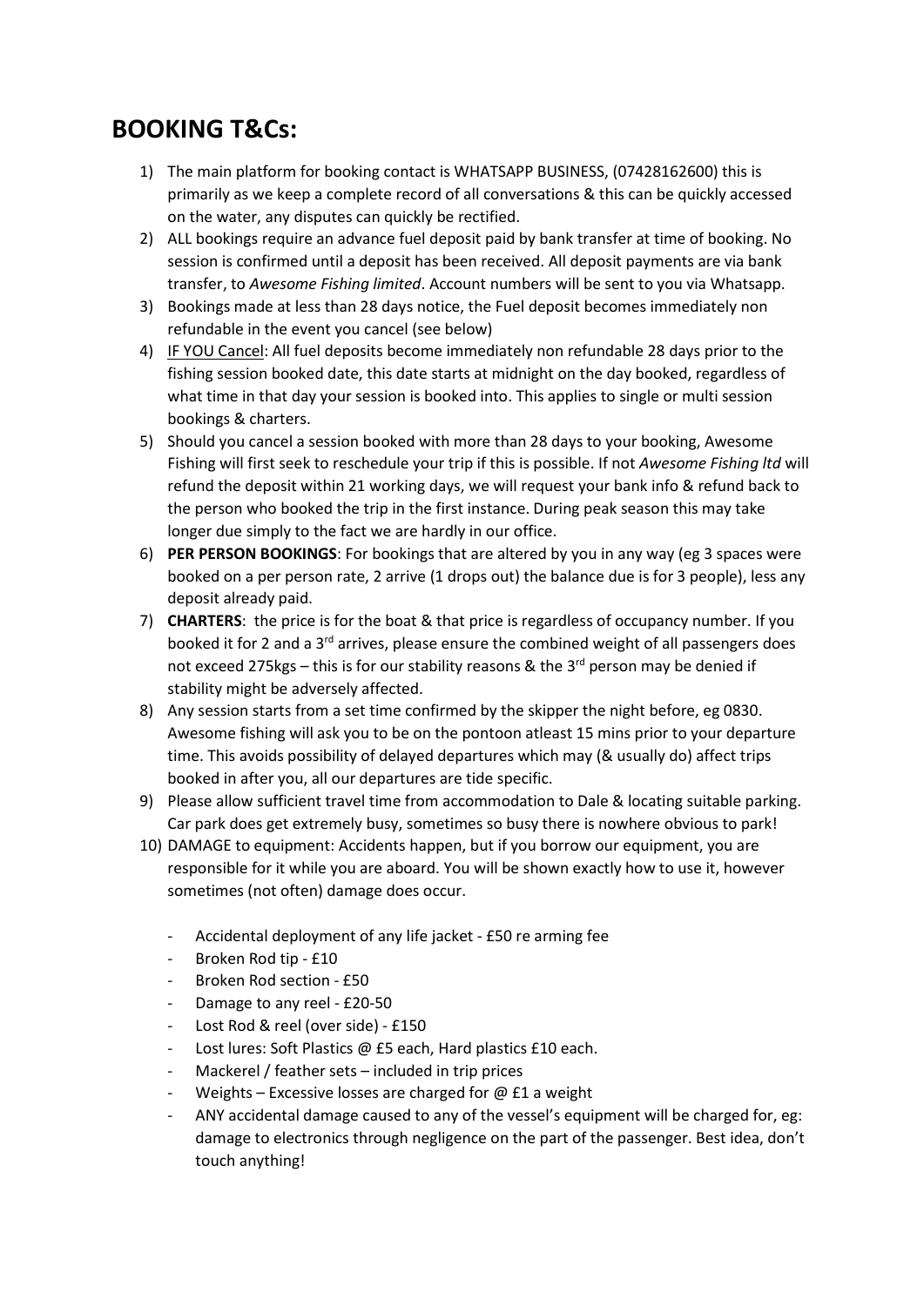## BOOKING T&Cs:

1) The main platform for booking contact is WHATSAPP BUSINESS, (07428162600) this is primarily as we keep a complete record of all conversations & this can be quickly accessed on the water, any disputes can quickly be rectified.
2) ALL bookings require an advance fuel deposit paid by bank transfer at time of booking. No session is confirmed until a deposit has been received. All deposit payments are via bank transfer, to *Awesome Fishing limited*. Account numbers will be sent to you via Whatsapp.
3) Bookings made at less than 28 days notice, the Fuel deposit becomes immediately non refundable in the event you cancel (see below)
4) <u>IF YOU Cancel</u>: All fuel deposits become immediately non refundable 28 days prior to the fishing session booked date, this date starts at midnight on the day booked, regardless of what time in that day your session is booked into. This applies to single or multi session bookings & charters.
5) Should you cancel a session booked with more than 28 days to your booking, Awesome Fishing will first seek to reschedule your trip if this is possible. If not *Awesome Fishing ltd* will refund the deposit within 21 working days, we will request your bank info & refund back to the person who booked the trip in the first instance. During peak season this may take longer due simply to the fact we are hardly in our office.
6) **PER PERSON BOOKINGS**: For bookings that are altered by you in any way (eg 3 spaces were booked on a per person rate, 2 arrive (1 drops out) the balance due is for 3 people), less any deposit already paid.
7) **CHARTERS**: the price is for the boat & that price is regardless of occupancy number. If you booked it for 2 and a 3rd arrives, please ensure the combined weight of all passengers does not exceed 275kgs – this is for our stability reasons & the 3rd person may be denied if stability might be adversely affected.
8) Any session starts from a set time confirmed by the skipper the night before, eg 0830. Awesome fishing will ask you to be on the pontoon atleast 15 mins prior to your departure time. This avoids possibility of delayed departures which may (& usually do) affect trips booked in after you, all our departures are tide specific.
9) Please allow sufficient travel time from accommodation to Dale & locating suitable parking. Car park does get extremely busy, sometimes so busy there is nowhere obvious to park!
10) DAMAGE to equipment: Accidents happen, but if you borrow our equipment, you are responsible for it while you are aboard. You will be shown exactly how to use it, however sometimes (not often) damage does occur.

    - Accidental deployment of any life jacket - £50 re arming fee
    - Broken Rod tip - £10
    - Broken Rod section - £50
    - Damage to any reel - £20-50
    - Lost Rod & reel (over side) - £150
    - Lost lures: Soft Plastics @ £5 each, Hard plastics £10 each.
    - Mackerel / feather sets – included in trip prices
    - Weights – Excessive losses are charged for @ £1 a weight
    - ANY accidental damage caused to any of the vessel's equipment will be charged for, eg: damage to electronics through negligence on the part of the passenger. Best idea, don't touch anything!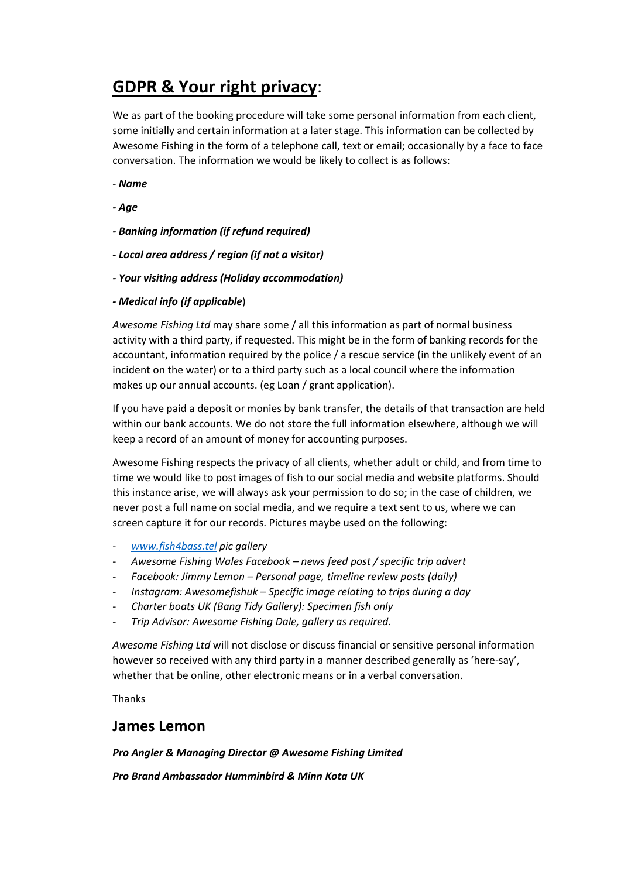## **GDPR & Your right privacy**:

We as part of the booking procedure will take some personal information from each client, some initially and certain information at a later stage. This information can be collected by Awesome Fishing in the form of a telephone call, text or email; occasionally by a face to face conversation. The information we would be likely to collect is as follows:

- ***Name***

- ***Age***

- ***Banking information (if refund required)***

- ***Local area address / region (if not a visitor)***

- ***Your visiting address (Holiday accommodation)***

- ***Medical info (if applicable***)

*Awesome Fishing Ltd* may share some / all this information as part of normal business activity with a third party, if requested. This might be in the form of banking records for the accountant, information required by the police / a rescue service (in the unlikely event of an incident on the water) or to a third party such as a local council where the information makes up our annual accounts. (eg Loan / grant application).

If you have paid a deposit or monies by bank transfer, the details of that transaction are held within our bank accounts. We do not store the full information elsewhere, although we will keep a record of an amount of money for accounting purposes.

Awesome Fishing respects the privacy of all clients, whether adult or child, and from time to time we would like to post images of fish to our social media and website platforms. Should this instance arise, we will always ask your permission to do so; in the case of children, we never post a full name on social media, and we require a text sent to us, where we can screen capture it for our records. Pictures maybe used on the following:

- *www.fish4bass.tel pic gallery*
- *Awesome Fishing Wales Facebook – news feed post / specific trip advert*
- *Facebook: Jimmy Lemon – Personal page, timeline review posts (daily)*
- *Instagram: Awesomefishuk – Specific image relating to trips during a day*
- *Charter boats UK (Bang Tidy Gallery): Specimen fish only*
- *Trip Advisor: Awesome Fishing Dale, gallery as required.*

*Awesome Fishing Ltd* will not disclose or discuss financial or sensitive personal information however so received with any third party in a manner described generally as 'here-say', whether that be online, other electronic means or in a verbal conversation.

Thanks

## James Lemon

***Pro Angler & Managing Director @ Awesome Fishing Limited***

***Pro Brand Ambassador Humminbird & Minn Kota UK***